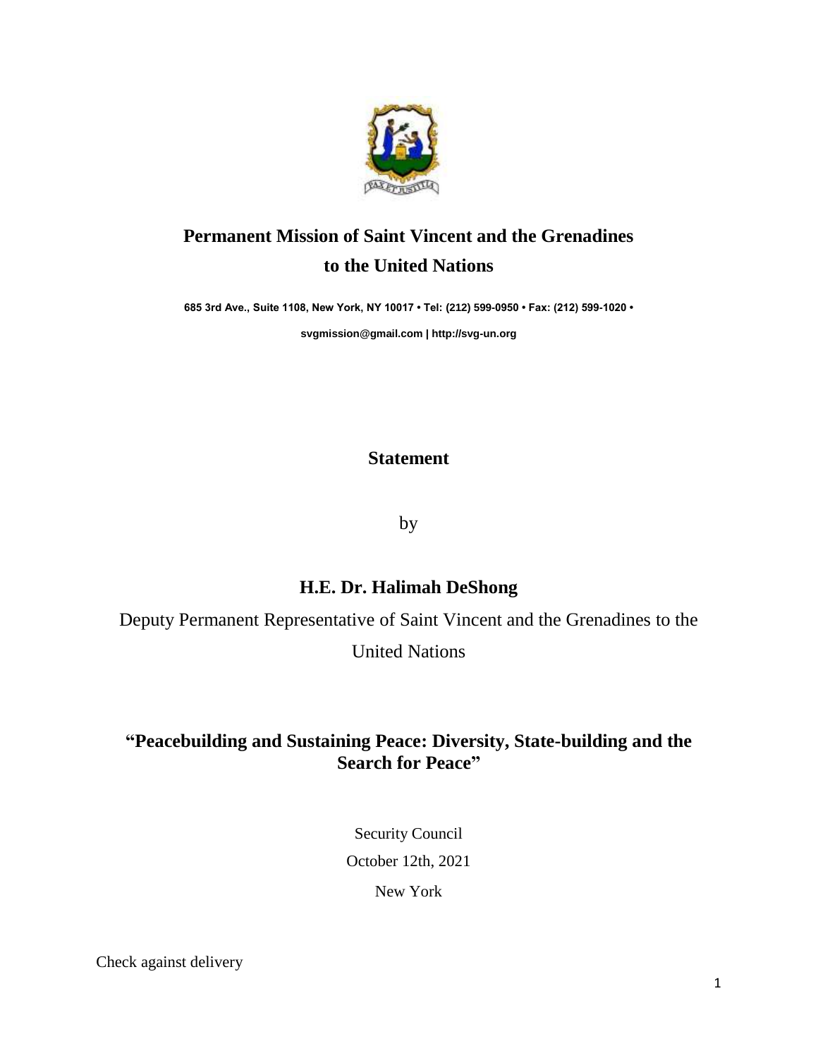# Permanent Mission of Saint Vincent and the Grenadines to the United Nations

**685 3rd Ave., Suite 1108, New York, NY 10017 • Tel: (212) 599-0950 • Fax: (212) 599-1020 •**

**svgmission@gmail.com | http://svg-un.org**

## Statement

by

## H.E. Dr. Halimah DeShong

Deputy Permanent Representative of Saint Vincent and the Grenadines to the United Nations

## "Peacebuilding and Sustaining Peace: Diversity, State-building and the Search for Peace"

Security Council

October 12th, 2021

New York

Check against delivery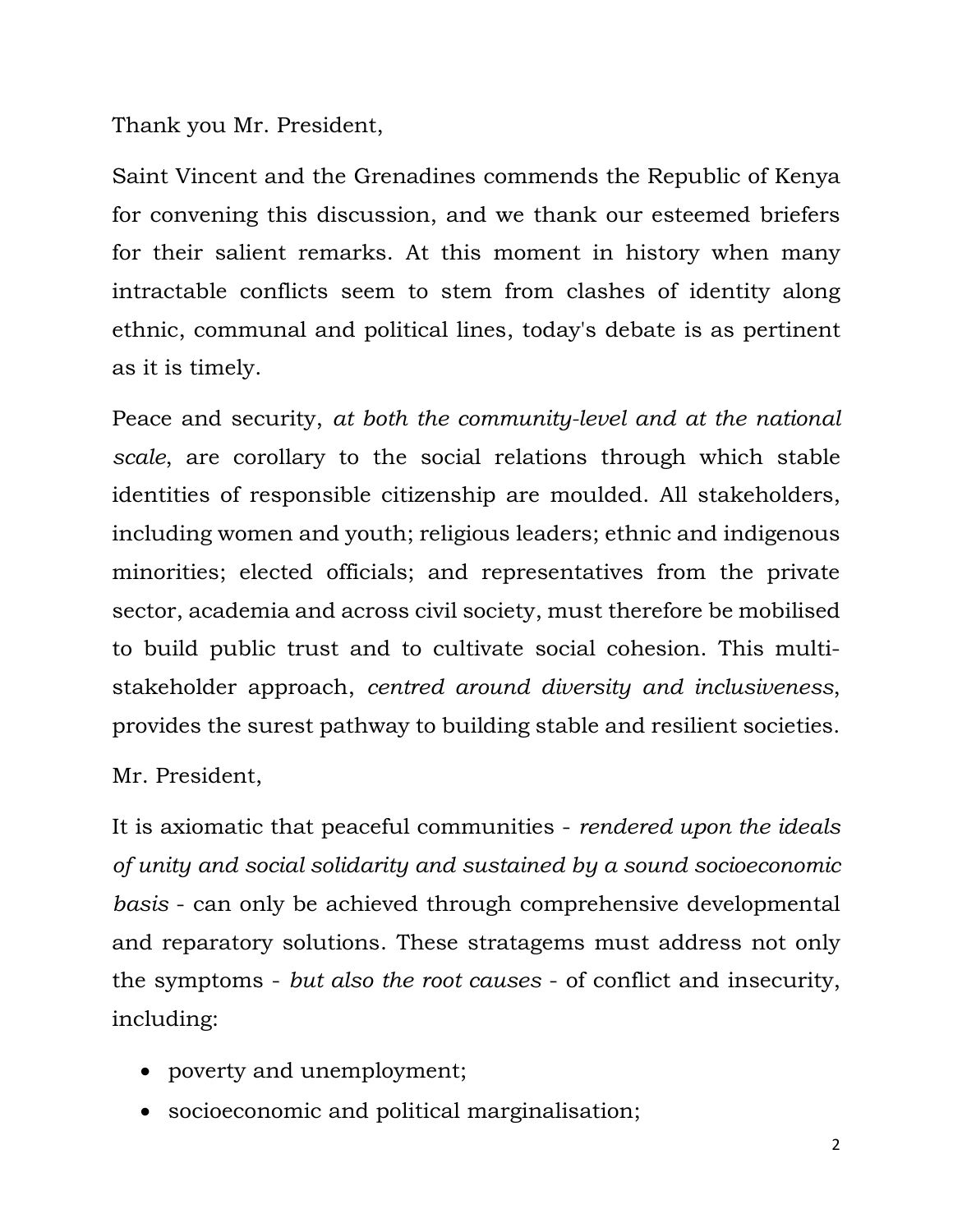Thank you Mr. President,

Saint Vincent and the Grenadines commends the Republic of Kenya for convening this discussion, and we thank our esteemed briefers for their salient remarks. At this moment in history when many intractable conflicts seem to stem from clashes of identity along ethnic, communal and political lines, today's debate is as pertinent as it is timely.

Peace and security, *at both the community-level and at the national scale*, are corollary to the social relations through which stable identities of responsible citizenship are moulded. All stakeholders, including women and youth; religious leaders; ethnic and indigenous minorities; elected officials; and representatives from the private sector, academia and across civil society, must therefore be mobilised to build public trust and to cultivate social cohesion. This multi-stakeholder approach, *centred around diversity and inclusiveness*, provides the surest pathway to building stable and resilient societies.

Mr. President,

It is axiomatic that peaceful communities - *rendered upon the ideals of unity and social solidarity and sustained by a sound socioeconomic basis* - can only be achieved through comprehensive developmental and reparatory solutions. These stratagems must address not only the symptoms - *but also the root causes* - of conflict and insecurity, including:

- poverty and unemployment;
- socioeconomic and political marginalisation;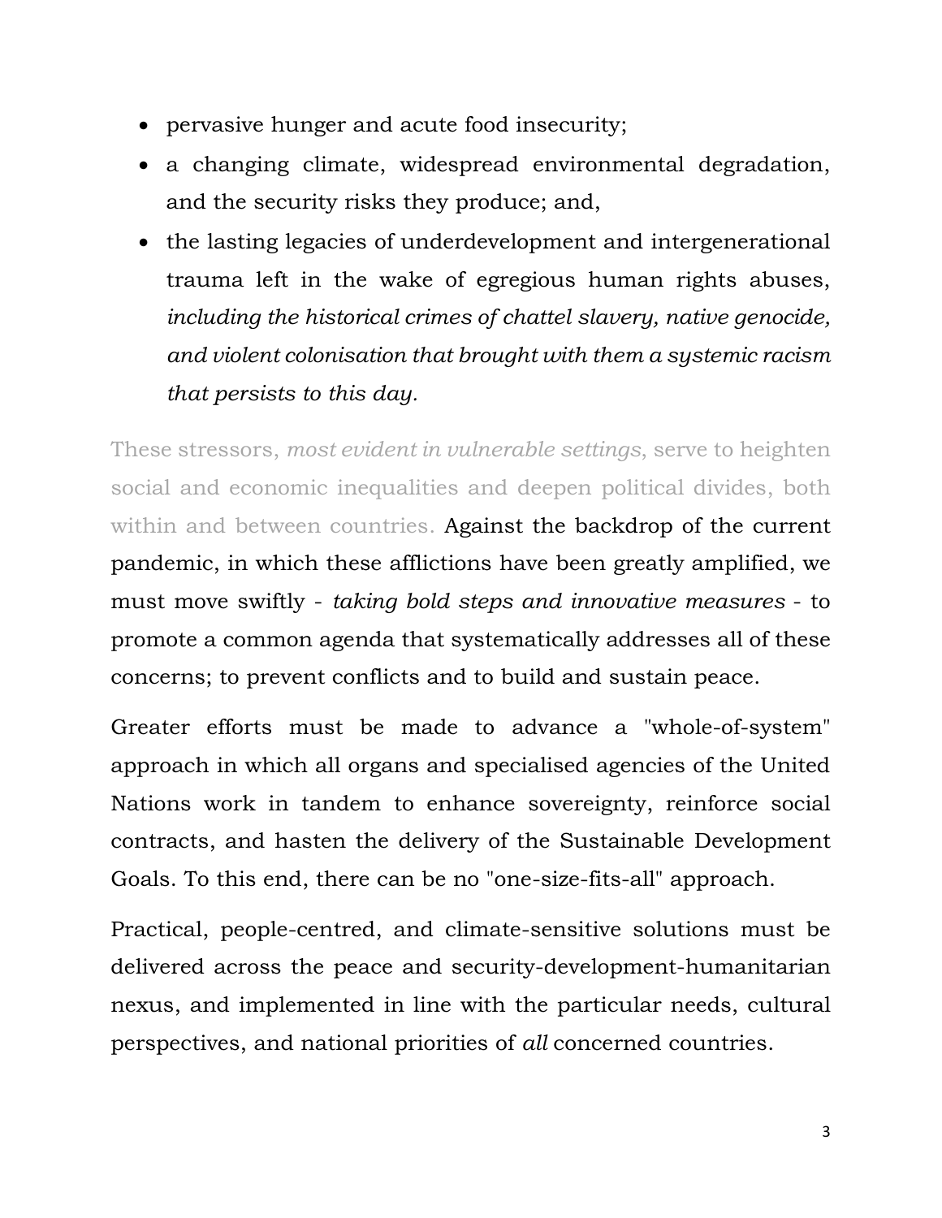- pervasive hunger and acute food insecurity;
- a changing climate, widespread environmental degradation, and the security risks they produce; and,
- the lasting legacies of underdevelopment and intergenerational trauma left in the wake of egregious human rights abuses, *including the historical crimes of chattel slavery, native genocide, and violent colonisation that brought with them a systemic racism that persists to this day.*

These stressors, *most evident in vulnerable settings*, serve to heighten social and economic inequalities and deepen political divides, both within and between countries. Against the backdrop of the current pandemic, in which these afflictions have been greatly amplified, we must move swiftly - *taking bold steps and innovative measures* - to promote a common agenda that systematically addresses all of these concerns; to prevent conflicts and to build and sustain peace.

Greater efforts must be made to advance a "whole-of-system" approach in which all organs and specialised agencies of the United Nations work in tandem to enhance sovereignty, reinforce social contracts, and hasten the delivery of the Sustainable Development Goals. To this end, there can be no "one-size-fits-all" approach.

Practical, people-centred, and climate-sensitive solutions must be delivered across the peace and security-development-humanitarian nexus, and implemented in line with the particular needs, cultural perspectives, and national priorities of *all* concerned countries.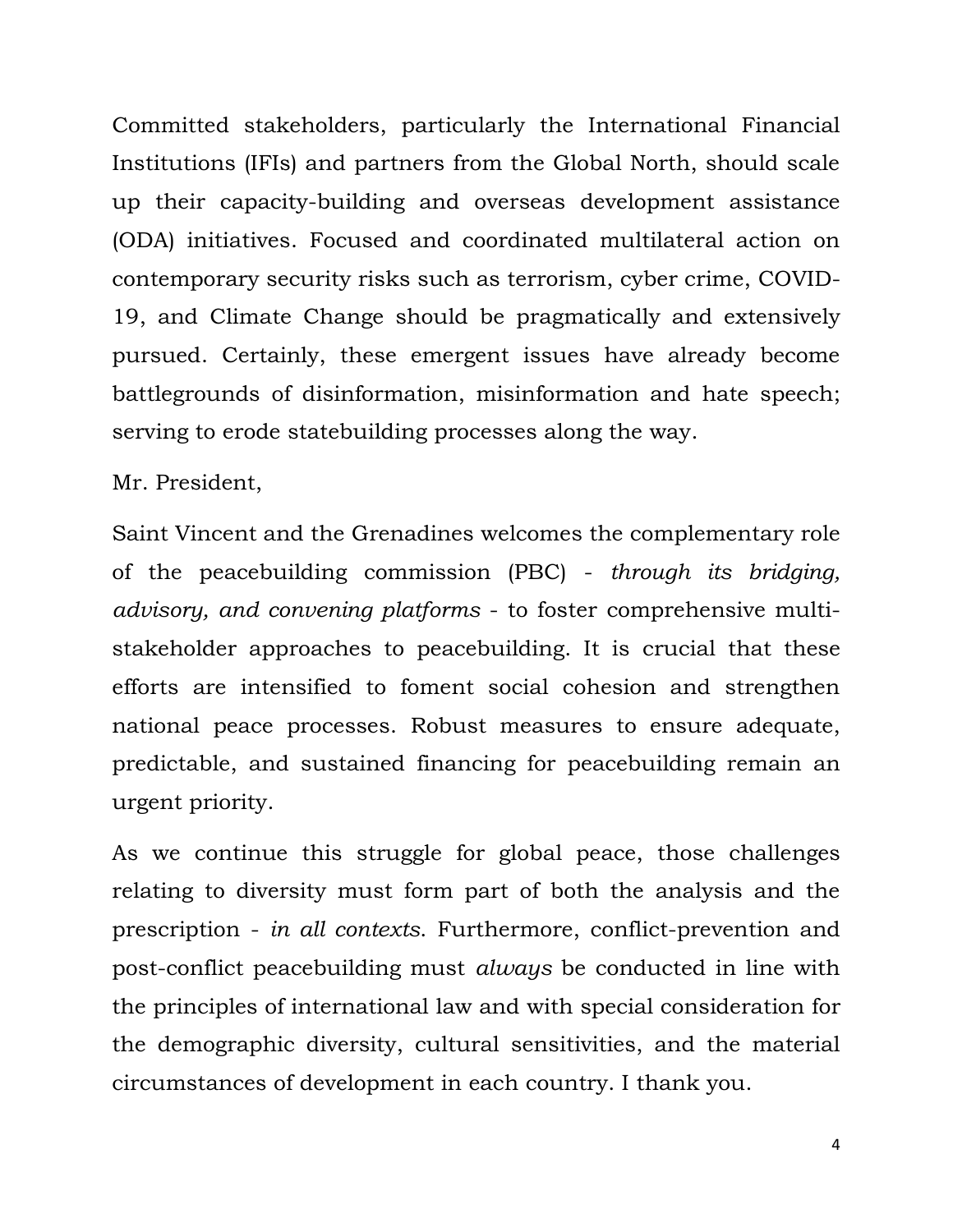Committed stakeholders, particularly the International Financial Institutions (IFIs) and partners from the Global North, should scale up their capacity-building and overseas development assistance (ODA) initiatives. Focused and coordinated multilateral action on contemporary security risks such as terrorism, cyber crime, COVID-19, and Climate Change should be pragmatically and extensively pursued. Certainly, these emergent issues have already become battlegrounds of disinformation, misinformation and hate speech; serving to erode statebuilding processes along the way.

Mr. President,

Saint Vincent and the Grenadines welcomes the complementary role of the peacebuilding commission (PBC) - *through its bridging, advisory, and convening platforms* - to foster comprehensive multi-stakeholder approaches to peacebuilding. It is crucial that these efforts are intensified to foment social cohesion and strengthen national peace processes. Robust measures to ensure adequate, predictable, and sustained financing for peacebuilding remain an urgent priority.

As we continue this struggle for global peace, those challenges relating to diversity must form part of both the analysis and the prescription - *in all contexts*. Furthermore, conflict-prevention and post-conflict peacebuilding must *always* be conducted in line with the principles of international law and with special consideration for the demographic diversity, cultural sensitivities, and the material circumstances of development in each country. I thank you.